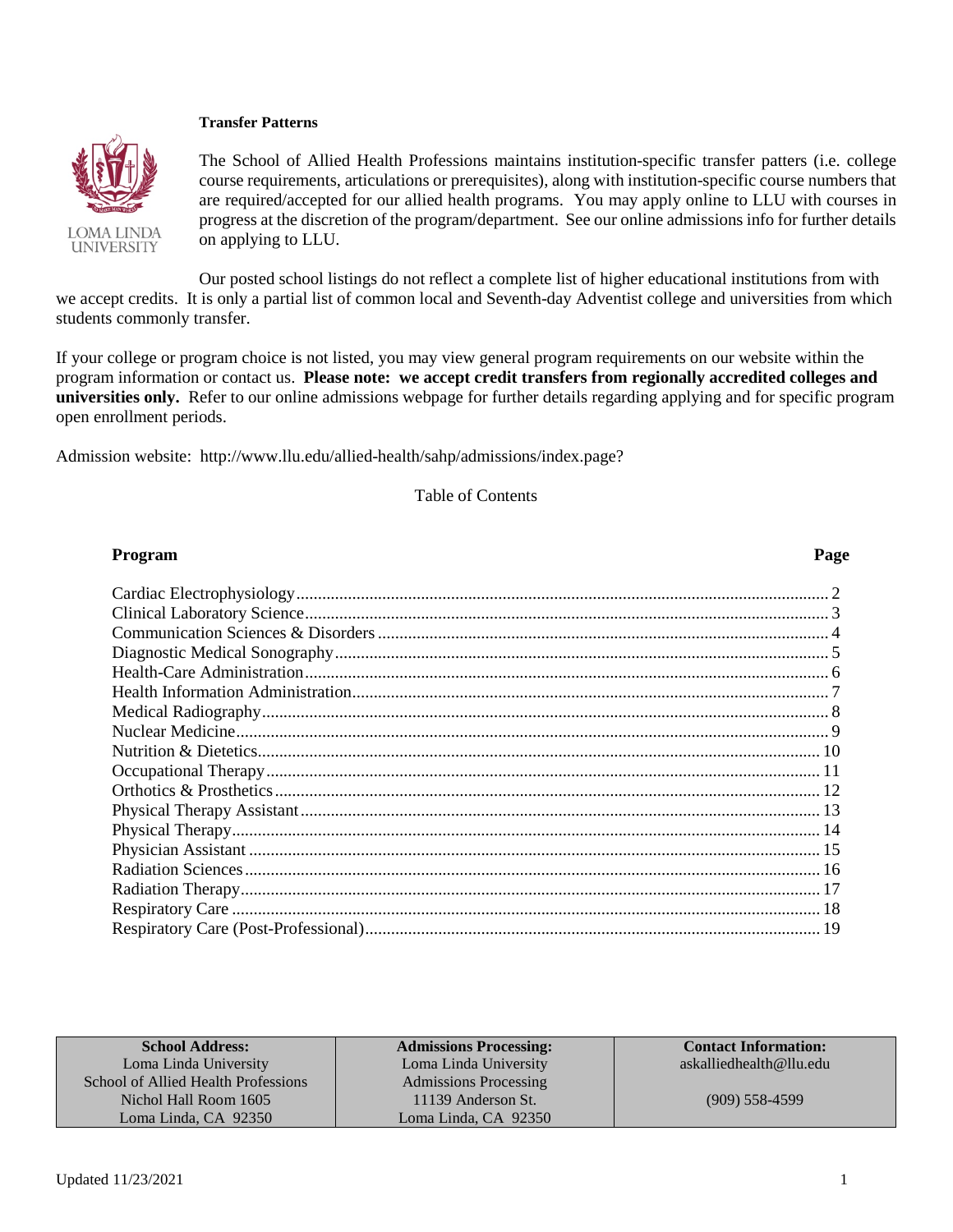## Transfer Patterns

The School of Allied Health Professions maintains institution-specific transfer patters (i.e. college course requirements, articulations or prerequisites), along with institution-specific course numbers that are required/accepted for our allied health programs. You may apply online to LLU with courses in progress at the discretion of the program/department. See our online admissions info for further details on applying to LLU.

Our posted school listings do not reflect a complete list of higher educational institutions from with we accept credits. It is only a partial list of common local and Seventh-day Adventist college and universities from which students commonly transfer.

If your college or program choice is not listed, you may view general program requirements on our website within the program information or contact us. **Please note: we accept credit transfers from regionally accredited colleges and universities only.** Refer to our online admissions webpage for further details regarding applying and for specific program open enrollment periods.

Admission website: http://www.llu.edu/allied-health/sahp/admissions/index.page?

Table of Contents

| Program | Page |
|---|---|
| Cardiac Electrophysiology | 2 |
| Clinical Laboratory Science | 3 |
| Communication Sciences & Disorders | 4 |
| Diagnostic Medical Sonography | 5 |
| Health-Care Administration | 6 |
| Health Information Administration | 7 |
| Medical Radiography | 8 |
| Nuclear Medicine | 9 |
| Nutrition & Dietetics | 10 |
| Occupational Therapy | 11 |
| Orthotics & Prosthetics | 12 |
| Physical Therapy Assistant | 13 |
| Physical Therapy | 14 |
| Physician Assistant | 15 |
| Radiation Sciences | 16 |
| Radiation Therapy | 17 |
| Respiratory Care | 18 |
| Respiratory Care (Post-Professional) | 19 |

| School Address: | Admissions Processing: | Contact Information: |
|---|---|---|
| Loma Linda University<br>School of Allied Health Professions<br>Nichol Hall Room 1605<br>Loma Linda, CA 92350 | Loma Linda University<br>Admissions Processing<br>11139 Anderson St.<br>Loma Linda, CA 92350 | askalliedhealth@llu.edu<br><br>(909) 558-4599 |

Updated 11/23/2021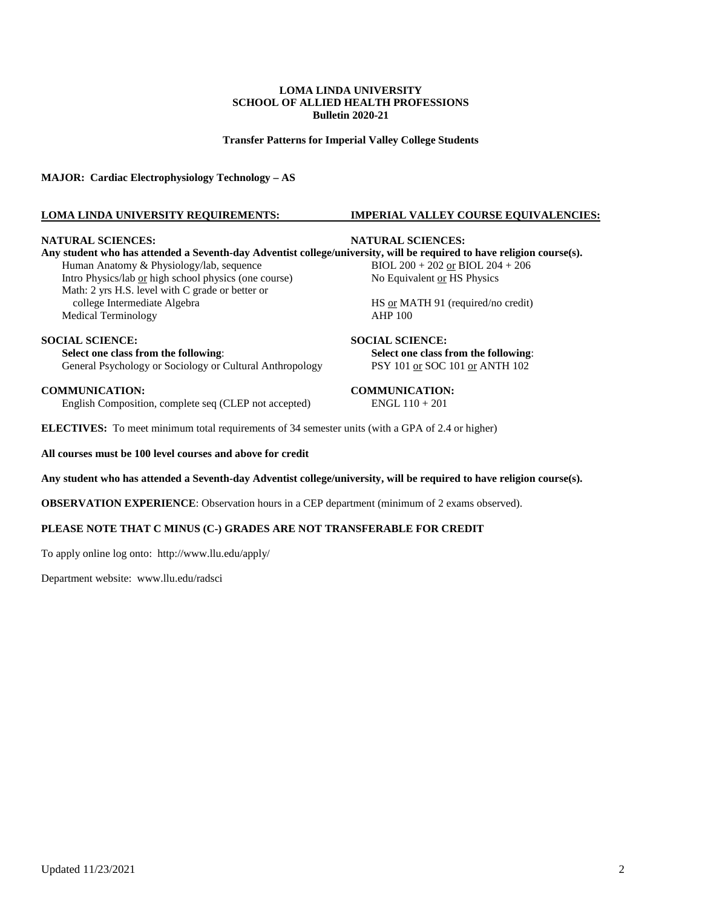**LOMA LINDA UNIVERSITY**
**SCHOOL OF ALLIED HEALTH PROFESSIONS**
**Bulletin 2020-21**

**Transfer Patterns for Imperial Valley College Students**

**MAJOR: Cardiac Electrophysiology Technology – AS**

| LOMA LINDA UNIVERSITY REQUIREMENTS: | IMPERIAL VALLEY COURSE EQUIVALENCIES: |
|---|---|
| **NATURAL SCIENCES:** | **NATURAL SCIENCES:** |
| **Any student who has attended a Seventh-day Adventist college/university, will be required to have religion course(s).** | |
| Human Anatomy & Physiology/lab, sequence | BIOL 200 + 202 or BIOL 204 + 206 |
| Intro Physics/lab or high school physics (one course) | No Equivalent or HS Physics |
| Math: 2 yrs H.S. level with C grade or better or college Intermediate Algebra | HS or MATH 91 (required/no credit) |
| Medical Terminology | AHP 100 |
| **SOCIAL SCIENCE:** | **SOCIAL SCIENCE:** |
| **Select one class from the following**: | **Select one class from the following**: |
| General Psychology or Sociology or Cultural Anthropology | PSY 101 or SOC 101 or ANTH 102 |
| **COMMUNICATION:** | **COMMUNICATION:** |
| English Composition, complete seq (CLEP not accepted) | ENGL 110 + 201 |

**ELECTIVES:** To meet minimum total requirements of 34 semester units (with a GPA of 2.4 or higher)

**All courses must be 100 level courses and above for credit**

**Any student who has attended a Seventh-day Adventist college/university, will be required to have religion course(s).**

**OBSERVATION EXPERIENCE**: Observation hours in a CEP department (minimum of 2 exams observed).

**PLEASE NOTE THAT C MINUS (C-) GRADES ARE NOT TRANSFERABLE FOR CREDIT**

To apply online log onto: http://www.llu.edu/apply/

Department website: www.llu.edu/radsci

Updated 11/23/2021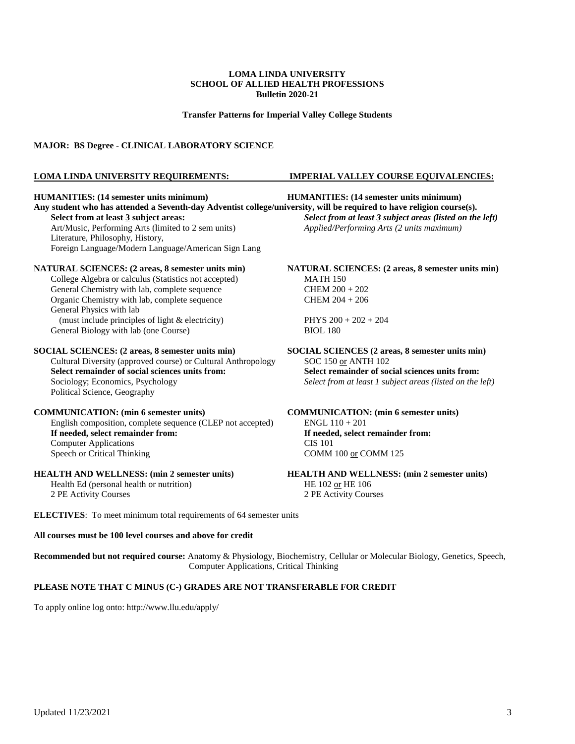**LOMA LINDA UNIVERSITY**
**SCHOOL OF ALLIED HEALTH PROFESSIONS**
**Bulletin 2020-21**

**Transfer Patterns for Imperial Valley College Students**

**MAJOR: BS Degree - CLINICAL LABORATORY SCIENCE**

| LOMA LINDA UNIVERSITY REQUIREMENTS: | IMPERIAL VALLEY COURSE EQUIVALENCIES: |
|---|---|
| **HUMANITIES: (14 semester units minimum)** | **HUMANITIES: (14 semester units minimum)** |
| **Any student who has attended a Seventh-day Adventist college/university, will be required to have religion course(s).** | |
| **Select from at least 3 subject areas:** | ***Select from at least 3 subject areas (listed on the left)*** |
| Art/Music, Performing Arts (limited to 2 sem units) | *Applied/Performing Arts (2 units maximum)* |
| Literature, Philosophy, History, | |
| Foreign Language/Modern Language/American Sign Lang | |
| **NATURAL SCIENCES: (2 areas, 8 semester units min)** | **NATURAL SCIENCES: (2 areas, 8 semester units min)** |
| College Algebra or calculus (Statistics not accepted) | MATH 150 |
| General Chemistry with lab, complete sequence | CHEM 200 + 202 |
| Organic Chemistry with lab, complete sequence | CHEM 204 + 206 |
| General Physics with lab (must include principles of light & electricity) | PHYS 200 + 202 + 204 |
| General Biology with lab (one Course) | BIOL 180 |
| **SOCIAL SCIENCES: (2 areas, 8 semester units min)** | **SOCIAL SCIENCES (2 areas, 8 semester units min)** |
| Cultural Diversity (approved course) or Cultural Anthropology | SOC 150 or ANTH 102 |
| **Select remainder of social sciences units from:** | **Select remainder of social sciences units from:** |
| Sociology; Economics, Psychology Political Science, Geography | *Select from at least 1 subject areas (listed on the left)* |
| **COMMUNICATION: (min 6 semester units)** | **COMMUNICATION: (min 6 semester units)** |
| English composition, complete sequence (CLEP not accepted) | ENGL 110 + 201 |
| **If needed, select remainder from:** | **If needed, select remainder from:** |
| Computer Applications | CIS 101 |
| Speech or Critical Thinking | COMM 100 or COMM 125 |
| **HEALTH AND WELLNESS: (min 2 semester units)** | **HEALTH AND WELLNESS: (min 2 semester units)** |
| Health Ed (personal health or nutrition) | HE 102 or HE 106 |
| 2 PE Activity Courses | 2 PE Activity Courses |

**ELECTIVES**: To meet minimum total requirements of 64 semester units

**All courses must be 100 level courses and above for credit**

**Recommended but not required course:** Anatomy & Physiology, Biochemistry, Cellular or Molecular Biology, Genetics, Speech, Computer Applications, Critical Thinking

**PLEASE NOTE THAT C MINUS (C-) GRADES ARE NOT TRANSFERABLE FOR CREDIT**

To apply online log onto: http://www.llu.edu/apply/

Updated 11/23/2021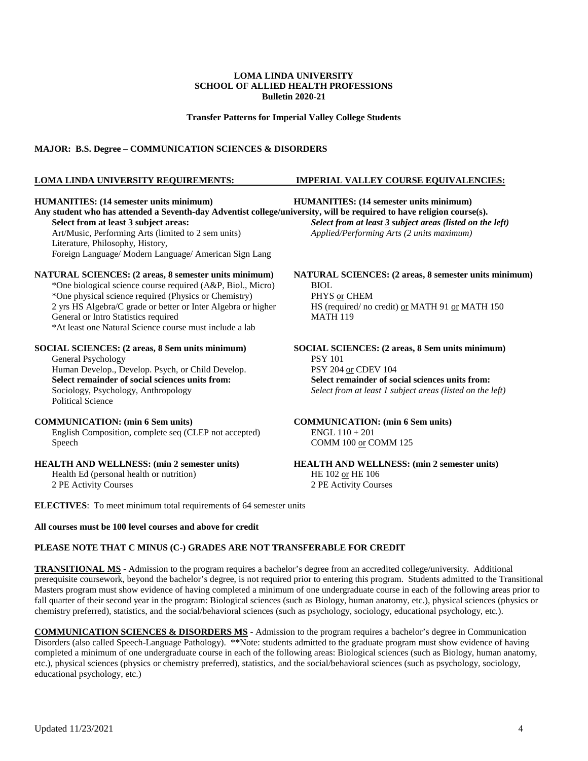**LOMA LINDA UNIVERSITY**
**SCHOOL OF ALLIED HEALTH PROFESSIONS**
**Bulletin 2020-21**

**Transfer Patterns for Imperial Valley College Students**

**MAJOR: B.S. Degree – COMMUNICATION SCIENCES & DISORDERS**

| LOMA LINDA UNIVERSITY REQUIREMENTS: | IMPERIAL VALLEY COURSE EQUIVALENCIES: |
|---|---|
| **HUMANITIES: (14 semester units minimum)** | **HUMANITIES: (14 semester units minimum)** |
| **Any student who has attended a Seventh-day Adventist college/university, will be required to have religion course(s).** | |
| **Select from at least 3 subject areas:** | ***Select from at least 3 subject areas (listed on the left)*** |
| Art/Music, Performing Arts (limited to 2 sem units) | *Applied/Performing Arts (2 units maximum)* |
| Literature, Philosophy, History, | |
| Foreign Language/ Modern Language/ American Sign Lang | |
| **NATURAL SCIENCES: (2 areas, 8 semester units minimum)** | **NATURAL SCIENCES: (2 areas, 8 semester units minimum)** |
| *One biological science course required (A&P, Biol., Micro) | BIOL |
| *One physical science required (Physics or Chemistry) | PHYS or CHEM |
| 2 yrs HS Algebra/C grade or better or Inter Algebra or higher | HS (required/ no credit) or MATH 91 or MATH 150 |
| General or Intro Statistics required | MATH 119 |
| *At least one Natural Science course must include a lab | |
| **SOCIAL SCIENCES: (2 areas, 8 Sem units minimum)** | **SOCIAL SCIENCES: (2 areas, 8 Sem units minimum)** |
| General Psychology | PSY 101 |
| Human Develop., Develop. Psych, or Child Develop. | PSY 204 or CDEV 104 |
| **Select remainder of social sciences units from:** | **Select remainder of social sciences units from:** |
| Sociology, Psychology, Anthropology | *Select from at least 1 subject areas (listed on the left)* |
| Political Science | |
| **COMMUNICATION: (min 6 Sem units)** | **COMMUNICATION: (min 6 Sem units)** |
| English Composition, complete seq (CLEP not accepted) | ENGL 110 + 201 |
| Speech | COMM 100 or COMM 125 |
| **HEALTH AND WELLNESS: (min 2 semester units)** | **HEALTH AND WELLNESS: (min 2 semester units)** |
| Health Ed (personal health or nutrition) | HE 102 or HE 106 |
| 2 PE Activity Courses | 2 PE Activity Courses |

**ELECTIVES**: To meet minimum total requirements of 64 semester units

**All courses must be 100 level courses and above for credit**

**PLEASE NOTE THAT C MINUS (C-) GRADES ARE NOT TRANSFERABLE FOR CREDIT**

**TRANSITIONAL MS** - Admission to the program requires a bachelor's degree from an accredited college/university. Additional prerequisite coursework, beyond the bachelor's degree, is not required prior to entering this program. Students admitted to the Transitional Masters program must show evidence of having completed a minimum of one undergraduate course in each of the following areas prior to fall quarter of their second year in the program: Biological sciences (such as Biology, human anatomy, etc.), physical sciences (physics or chemistry preferred), statistics, and the social/behavioral sciences (such as psychology, sociology, educational psychology, etc.).

**COMMUNICATION SCIENCES & DISORDERS MS** - Admission to the program requires a bachelor's degree in Communication Disorders (also called Speech-Language Pathology). **Note: students admitted to the graduate program must show evidence of having completed a minimum of one undergraduate course in each of the following areas: Biological sciences (such as Biology, human anatomy, etc.), physical sciences (physics or chemistry preferred), statistics, and the social/behavioral sciences (such as psychology, sociology, educational psychology, etc.)

Updated 11/23/2021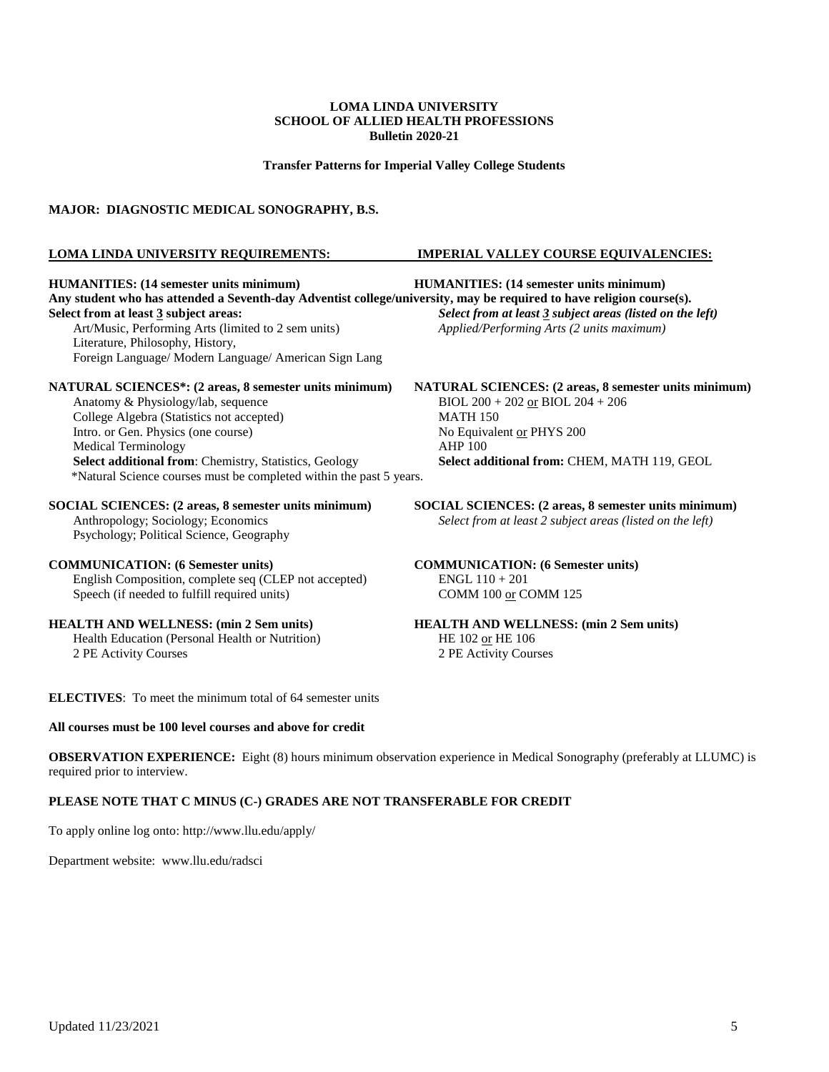**LOMA LINDA UNIVERSITY**
**SCHOOL OF ALLIED HEALTH PROFESSIONS**
**Bulletin 2020-21**

**Transfer Patterns for Imperial Valley College Students**

**MAJOR: DIAGNOSTIC MEDICAL SONOGRAPHY, B.S.**

| **LOMA LINDA UNIVERSITY REQUIREMENTS:** | **IMPERIAL VALLEY COURSE EQUIVALENCIES:** |
|---|---|
| **HUMANITIES: (14 semester units minimum)** | **HUMANITIES: (14 semester units minimum)** |
| **Any student who has attended a Seventh-day Adventist college/university, may be required to have religion course(s).** | |
| **Select from at least 3 subject areas:** | ***Select from at least 3 subject areas (listed on the left)*** |
| Art/Music, Performing Arts (limited to 2 sem units) | *Applied/Performing Arts (2 units maximum)* |
| Literature, Philosophy, History, | |
| Foreign Language/ Modern Language/ American Sign Lang | |
| **NATURAL SCIENCES*: (2 areas, 8 semester units minimum)** | **NATURAL SCIENCES: (2 areas, 8 semester units minimum)** |
| Anatomy & Physiology/lab, sequence | BIOL 200 + 202 or BIOL 204 + 206 |
| College Algebra (Statistics not accepted) | MATH 150 |
| Intro. or Gen. Physics (one course) | No Equivalent or PHYS 200 |
| Medical Terminology | AHP 100 |
| **Select additional from**: Chemistry, Statistics, Geology | **Select additional from:** CHEM, MATH 119, GEOL |
| *Natural Science courses must be completed within the past 5 years. | |
| **SOCIAL SCIENCES: (2 areas, 8 semester units minimum)** | **SOCIAL SCIENCES: (2 areas, 8 semester units minimum)** |
| Anthropology; Sociology; Economics | *Select from at least 2 subject areas (listed on the left)* |
| Psychology; Political Science, Geography | |
| **COMMUNICATION: (6 Semester units)** | **COMMUNICATION: (6 Semester units)** |
| English Composition, complete seq (CLEP not accepted) | ENGL 110 + 201 |
| Speech (if needed to fulfill required units) | COMM 100 or COMM 125 |
| **HEALTH AND WELLNESS: (min 2 Sem units)** | **HEALTH AND WELLNESS: (min 2 Sem units)** |
| Health Education (Personal Health or Nutrition) | HE 102 or HE 106 |
| 2 PE Activity Courses | 2 PE Activity Courses |

**ELECTIVES**: To meet the minimum total of 64 semester units

**All courses must be 100 level courses and above for credit**

**OBSERVATION EXPERIENCE:** Eight (8) hours minimum observation experience in Medical Sonography (preferably at LLUMC) is required prior to interview.

**PLEASE NOTE THAT C MINUS (C-) GRADES ARE NOT TRANSFERABLE FOR CREDIT**

To apply online log onto: http://www.llu.edu/apply/

Department website: www.llu.edu/radsci

Updated 11/23/2021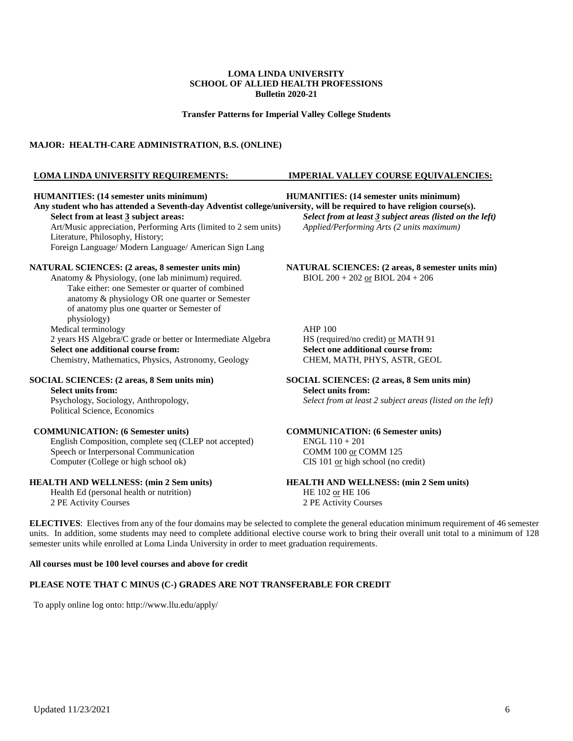**LOMA LINDA UNIVERSITY**
**SCHOOL OF ALLIED HEALTH PROFESSIONS**
**Bulletin 2020-21**

**Transfer Patterns for Imperial Valley College Students**

## MAJOR: HEALTH-CARE ADMINISTRATION, B.S. (ONLINE)

| LOMA LINDA UNIVERSITY REQUIREMENTS: | IMPERIAL VALLEY COURSE EQUIVALENCIES: |
|---|---|
| **HUMANITIES: (14 semester units minimum)** | **HUMANITIES: (14 semester units minimum)** |
| **Any student who has attended a Seventh-day Adventist college/university, will be required to have religion course(s).** | |
| **Select from at least 3 subject areas:** | ***Select from at least 3 subject areas (listed on the left)*** |
| Art/Music appreciation, Performing Arts (limited to 2 sem units) | *Applied/Performing Arts (2 units maximum)* |
| Literature, Philosophy, History; | |
| Foreign Language/ Modern Language/ American Sign Lang | |
| **NATURAL SCIENCES: (2 areas, 8 semester units min)** | **NATURAL SCIENCES: (2 areas, 8 semester units min)** |
| Anatomy & Physiology, (one lab minimum) required. Take either: one Semester or quarter of combined anatomy & physiology OR one quarter or Semester of anatomy plus one quarter or Semester of physiology) | BIOL 200 + 202 or BIOL 204 + 206 |
| Medical terminology | AHP 100 |
| 2 years HS Algebra/C grade or better or Intermediate Algebra | HS (required/no credit) or MATH 91 |
| **Select one additional course from:** | **Select one additional course from:** |
| Chemistry, Mathematics, Physics, Astronomy, Geology | CHEM, MATH, PHYS, ASTR, GEOL |
| **SOCIAL SCIENCES: (2 areas, 8 Sem units min)** | **SOCIAL SCIENCES: (2 areas, 8 Sem units min)** |
| **Select units from:** | **Select units from:** |
| Psychology, Sociology, Anthropology, Political Science, Economics | *Select from at least 2 subject areas (listed on the left)* |
| **COMMUNICATION: (6 Semester units)** | **COMMUNICATION: (6 Semester units)** |
| English Composition, complete seq (CLEP not accepted) | ENGL 110 + 201 |
| Speech or Interpersonal Communication | COMM 100 or COMM 125 |
| Computer (College or high school ok) | CIS 101 or high school (no credit) |
| **HEALTH AND WELLNESS: (min 2 Sem units)** | **HEALTH AND WELLNESS: (min 2 Sem units)** |
| Health Ed (personal health or nutrition) | HE 102 or HE 106 |
| 2 PE Activity Courses | 2 PE Activity Courses |

**ELECTIVES**: Electives from any of the four domains may be selected to complete the general education minimum requirement of 46 semester units. In addition, some students may need to complete additional elective course work to bring their overall unit total to a minimum of 128 semester units while enrolled at Loma Linda University in order to meet graduation requirements.

**All courses must be 100 level courses and above for credit**

**PLEASE NOTE THAT C MINUS (C-) GRADES ARE NOT TRANSFERABLE FOR CREDIT**

To apply online log onto: http://www.llu.edu/apply/

Updated 11/23/2021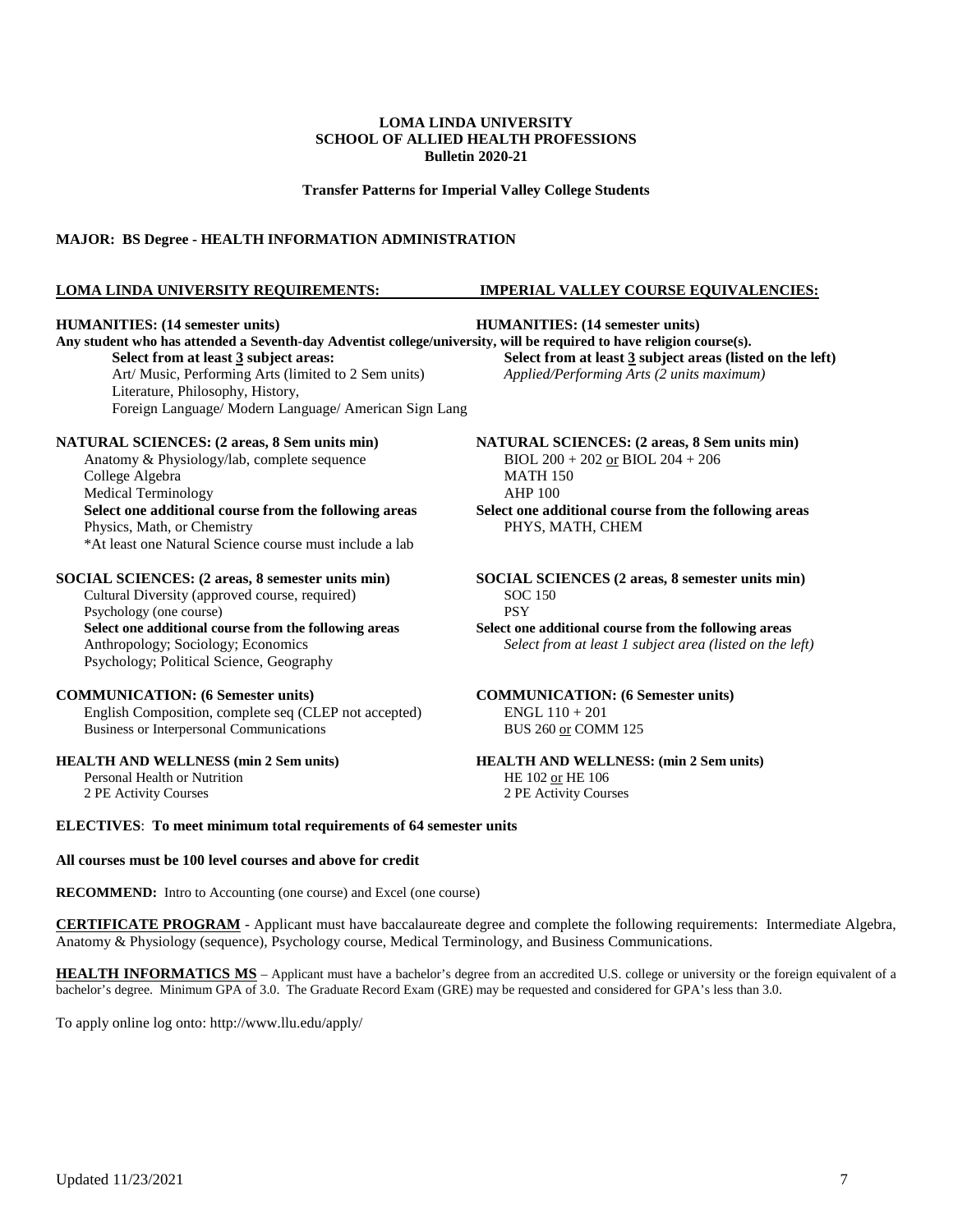**LOMA LINDA UNIVERSITY**
**SCHOOL OF ALLIED HEALTH PROFESSIONS**
**Bulletin 2020-21**

**Transfer Patterns for Imperial Valley College Students**

**MAJOR: BS Degree - HEALTH INFORMATION ADMINISTRATION**

| **LOMA LINDA UNIVERSITY REQUIREMENTS:** | **IMPERIAL VALLEY COURSE EQUIVALENCIES:** |
|---|---|
| **HUMANITIES: (14 semester units)** | **HUMANITIES: (14 semester units)** |
| **Any student who has attended a Seventh-day Adventist college/university, will be required to have religion course(s).** | |
| **Select from at least 3 subject areas:** | **Select from at least 3 subject areas (listed on the left)** |
| Art/ Music, Performing Arts (limited to 2 Sem units) | *Applied/Performing Arts (2 units maximum)* |
| Literature, Philosophy, History, | |
| Foreign Language/ Modern Language/ American Sign Lang | |
| **NATURAL SCIENCES: (2 areas, 8 Sem units min)** | **NATURAL SCIENCES: (2 areas, 8 Sem units min)** |
| Anatomy & Physiology/lab, complete sequence | BIOL 200 + 202 or BIOL 204 + 206 |
| College Algebra | MATH 150 |
| Medical Terminology | AHP 100 |
| **Select one additional course from the following areas** | **Select one additional course from the following areas** |
| Physics, Math, or Chemistry | PHYS, MATH, CHEM |
| *At least one Natural Science course must include a lab | |
| **SOCIAL SCIENCES: (2 areas, 8 semester units min)** | **SOCIAL SCIENCES (2 areas, 8 semester units min)** |
| Cultural Diversity (approved course, required) | SOC 150 |
| Psychology (one course) | PSY |
| **Select one additional course from the following areas** | **Select one additional course from the following areas** |
| Anthropology; Sociology; Economics | *Select from at least 1 subject area (listed on the left)* |
| Psychology; Political Science, Geography | |
| **COMMUNICATION: (6 Semester units)** | **COMMUNICATION: (6 Semester units)** |
| English Composition, complete seq (CLEP not accepted) | ENGL 110 + 201 |
| Business or Interpersonal Communications | BUS 260 or COMM 125 |
| **HEALTH AND WELLNESS (min 2 Sem units)** | **HEALTH AND WELLNESS: (min 2 Sem units)** |
| Personal Health or Nutrition | HE 102 or HE 106 |
| 2 PE Activity Courses | 2 PE Activity Courses |

**ELECTIVES**: **To meet minimum total requirements of 64 semester units**

**All courses must be 100 level courses and above for credit**

**RECOMMEND:** Intro to Accounting (one course) and Excel (one course)

**CERTIFICATE PROGRAM** - Applicant must have baccalaureate degree and complete the following requirements: Intermediate Algebra, Anatomy & Physiology (sequence), Psychology course, Medical Terminology, and Business Communications.

**HEALTH INFORMATICS MS** – Applicant must have a bachelor's degree from an accredited U.S. college or university or the foreign equivalent of a bachelor's degree. Minimum GPA of 3.0. The Graduate Record Exam (GRE) may be requested and considered for GPA's less than 3.0.

To apply online log onto: http://www.llu.edu/apply/

Updated 11/23/2021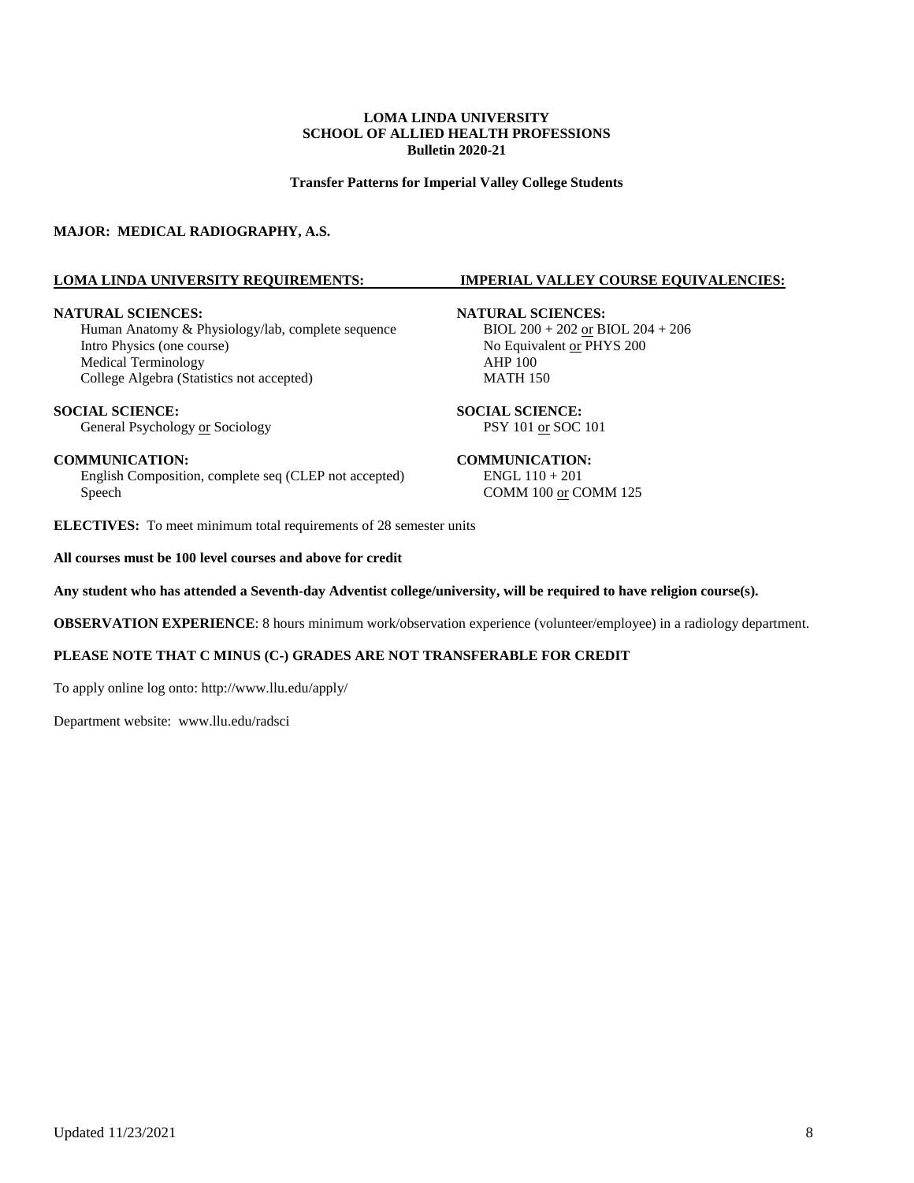**LOMA LINDA UNIVERSITY**
**SCHOOL OF ALLIED HEALTH PROFESSIONS**
**Bulletin 2020-21**

**Transfer Patterns for Imperial Valley College Students**

**MAJOR: MEDICAL RADIOGRAPHY, A.S.**

| LOMA LINDA UNIVERSITY REQUIREMENTS: | IMPERIAL VALLEY COURSE EQUIVALENCIES: |
| --- | --- |
| **NATURAL SCIENCES:** | **NATURAL SCIENCES:** |
| Human Anatomy & Physiology/lab, complete sequence | BIOL 200 + 202 or BIOL 204 + 206 |
| Intro Physics (one course) | No Equivalent or PHYS 200 |
| Medical Terminology | AHP 100 |
| College Algebra (Statistics not accepted) | MATH 150 |
| **SOCIAL SCIENCE:** | **SOCIAL SCIENCE:** |
| General Psychology or Sociology | PSY 101 or SOC 101 |
| **COMMUNICATION:** | **COMMUNICATION:** |
| English Composition, complete seq (CLEP not accepted) | ENGL 110 + 201 |
| Speech | COMM 100 or COMM 125 |

**ELECTIVES:** To meet minimum total requirements of 28 semester units

**All courses must be 100 level courses and above for credit**

**Any student who has attended a Seventh-day Adventist college/university, will be required to have religion course(s).**

**OBSERVATION EXPERIENCE**: 8 hours minimum work/observation experience (volunteer/employee) in a radiology department.

**PLEASE NOTE THAT C MINUS (C-) GRADES ARE NOT TRANSFERABLE FOR CREDIT**

To apply online log onto: http://www.llu.edu/apply/

Department website: www.llu.edu/radsci

Updated 11/23/2021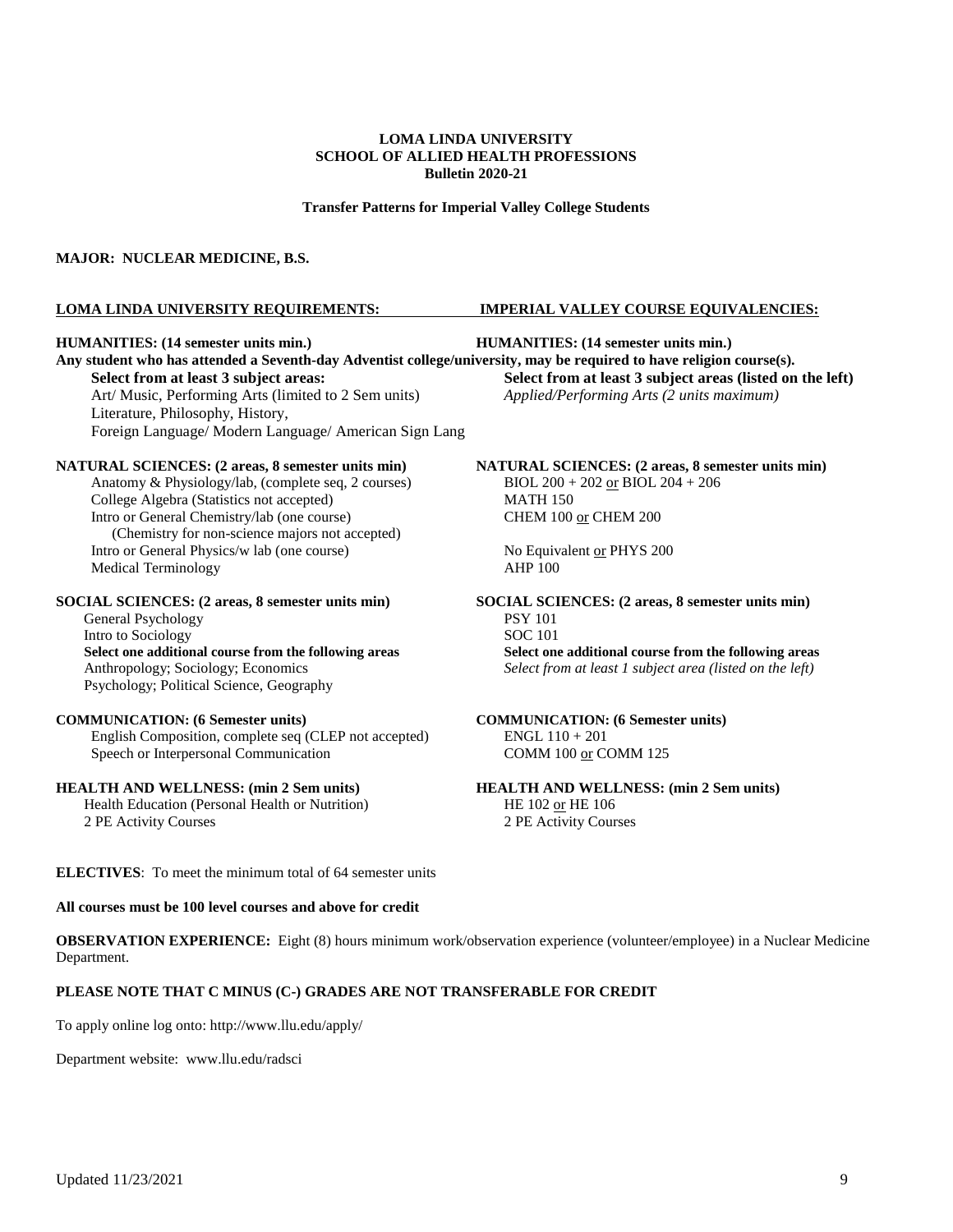**LOMA LINDA UNIVERSITY**
**SCHOOL OF ALLIED HEALTH PROFESSIONS**
**Bulletin 2020-21**

**Transfer Patterns for Imperial Valley College Students**

**MAJOR: NUCLEAR MEDICINE, B.S.**

| LOMA LINDA UNIVERSITY REQUIREMENTS: | IMPERIAL VALLEY COURSE EQUIVALENCIES: |
|---|---|
| **HUMANITIES: (14 semester units min.)** | **HUMANITIES: (14 semester units min.)** |
| **Any student who has attended a Seventh-day Adventist college/university, may be required to have religion course(s).** | |
| **Select from at least 3 subject areas:** | **Select from at least 3 subject areas (listed on the left)** |
| Art/ Music, Performing Arts (limited to 2 Sem units) | *Applied/Performing Arts (2 units maximum)* |
| Literature, Philosophy, History, | |
| Foreign Language/ Modern Language/ American Sign Lang | |
| **NATURAL SCIENCES: (2 areas, 8 semester units min)** | **NATURAL SCIENCES: (2 areas, 8 semester units min)** |
| Anatomy & Physiology/lab, (complete seq, 2 courses) | BIOL 200 + 202 or BIOL 204 + 206 |
| College Algebra (Statistics not accepted) | MATH 150 |
| Intro or General Chemistry/lab (one course) (Chemistry for non-science majors not accepted) | CHEM 100 or CHEM 200 |
| Intro or General Physics/w lab (one course) | No Equivalent or PHYS 200 |
| Medical Terminology | AHP 100 |
| **SOCIAL SCIENCES: (2 areas, 8 semester units min)** | **SOCIAL SCIENCES: (2 areas, 8 semester units min)** |
| General Psychology | PSY 101 |
| Intro to Sociology | SOC 101 |
| **Select one additional course from the following areas** | **Select one additional course from the following areas** |
| Anthropology; Sociology; Economics Psychology; Political Science, Geography | *Select from at least 1 subject area (listed on the left)* |
| **COMMUNICATION: (6 Semester units)** | **COMMUNICATION: (6 Semester units)** |
| English Composition, complete seq (CLEP not accepted) | ENGL 110 + 201 |
| Speech or Interpersonal Communication | COMM 100 or COMM 125 |
| **HEALTH AND WELLNESS: (min 2 Sem units)** | **HEALTH AND WELLNESS: (min 2 Sem units)** |
| Health Education (Personal Health or Nutrition) | HE 102 or HE 106 |
| 2 PE Activity Courses | 2 PE Activity Courses |

**ELECTIVES**: To meet the minimum total of 64 semester units

**All courses must be 100 level courses and above for credit**

**OBSERVATION EXPERIENCE:** Eight (8) hours minimum work/observation experience (volunteer/employee) in a Nuclear Medicine Department.

**PLEASE NOTE THAT C MINUS (C-) GRADES ARE NOT TRANSFERABLE FOR CREDIT**

To apply online log onto: http://www.llu.edu/apply/

Department website: www.llu.edu/radsci

Updated 11/23/2021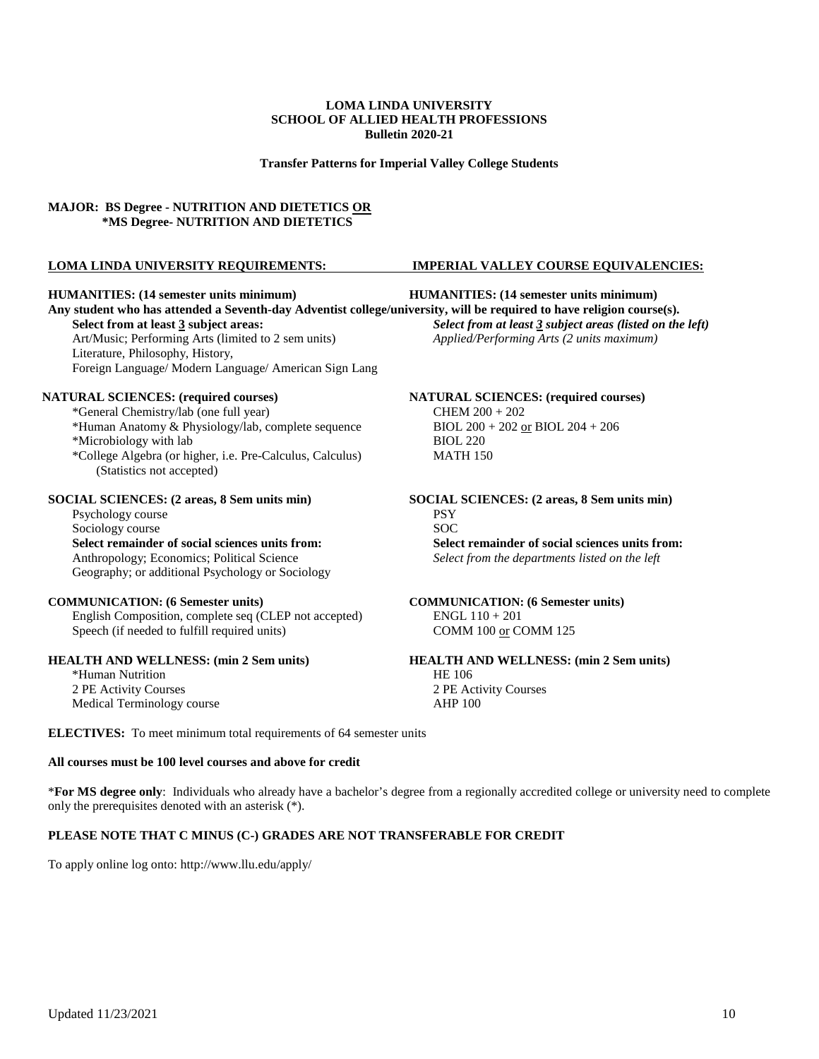**LOMA LINDA UNIVERSITY**
**SCHOOL OF ALLIED HEALTH PROFESSIONS**
**Bulletin 2020-21**

**Transfer Patterns for Imperial Valley College Students**

**MAJOR: BS Degree - NUTRITION AND DIETETICS OR**
**\*MS Degree- NUTRITION AND DIETETICS**

| LOMA LINDA UNIVERSITY REQUIREMENTS: | IMPERIAL VALLEY COURSE EQUIVALENCIES: |
|---|---|
| **HUMANITIES: (14 semester units minimum)** | **HUMANITIES: (14 semester units minimum)** |
| **Any student who has attended a Seventh-day Adventist college/university, will be required to have religion course(s).** | |
| **Select from at least 3 subject areas:** | ***Select from at least 3 subject areas (listed on the left)*** |
| Art/Music; Performing Arts (limited to 2 sem units) | *Applied/Performing Arts (2 units maximum)* |
| Literature, Philosophy, History, | |
| Foreign Language/ Modern Language/ American Sign Lang | |
| **NATURAL SCIENCES: (required courses)** | **NATURAL SCIENCES: (required courses)** |
| *General Chemistry/lab (one full year) | CHEM 200 + 202 |
| *Human Anatomy & Physiology/lab, complete sequence | BIOL 200 + 202 or BIOL 204 + 206 |
| *Microbiology with lab | BIOL 220 |
| *College Algebra (or higher, i.e. Pre-Calculus, Calculus) (Statistics not accepted) | MATH 150 |
| **SOCIAL SCIENCES: (2 areas, 8 Sem units min)** | **SOCIAL SCIENCES: (2 areas, 8 Sem units min)** |
| Psychology course | PSY |
| Sociology course | SOC |
| **Select remainder of social sciences units from:** | **Select remainder of social sciences units from:** |
| Anthropology; Economics; Political Science Geography; or additional Psychology or Sociology | *Select from the departments listed on the left* |
| **COMMUNICATION: (6 Semester units)** | **COMMUNICATION: (6 Semester units)** |
| English Composition, complete seq (CLEP not accepted) | ENGL 110 + 201 |
| Speech (if needed to fulfill required units) | COMM 100 or COMM 125 |
| **HEALTH AND WELLNESS: (min 2 Sem units)** | **HEALTH AND WELLNESS: (min 2 Sem units)** |
| *Human Nutrition | HE 106 |
| 2 PE Activity Courses | 2 PE Activity Courses |
| Medical Terminology course | AHP 100 |

**ELECTIVES:** To meet minimum total requirements of 64 semester units

**All courses must be 100 level courses and above for credit**

\***For MS degree only**: Individuals who already have a bachelor's degree from a regionally accredited college or university need to complete only the prerequisites denoted with an asterisk (*).

**PLEASE NOTE THAT C MINUS (C-) GRADES ARE NOT TRANSFERABLE FOR CREDIT**

To apply online log onto: http://www.llu.edu/apply/

Updated 11/23/2021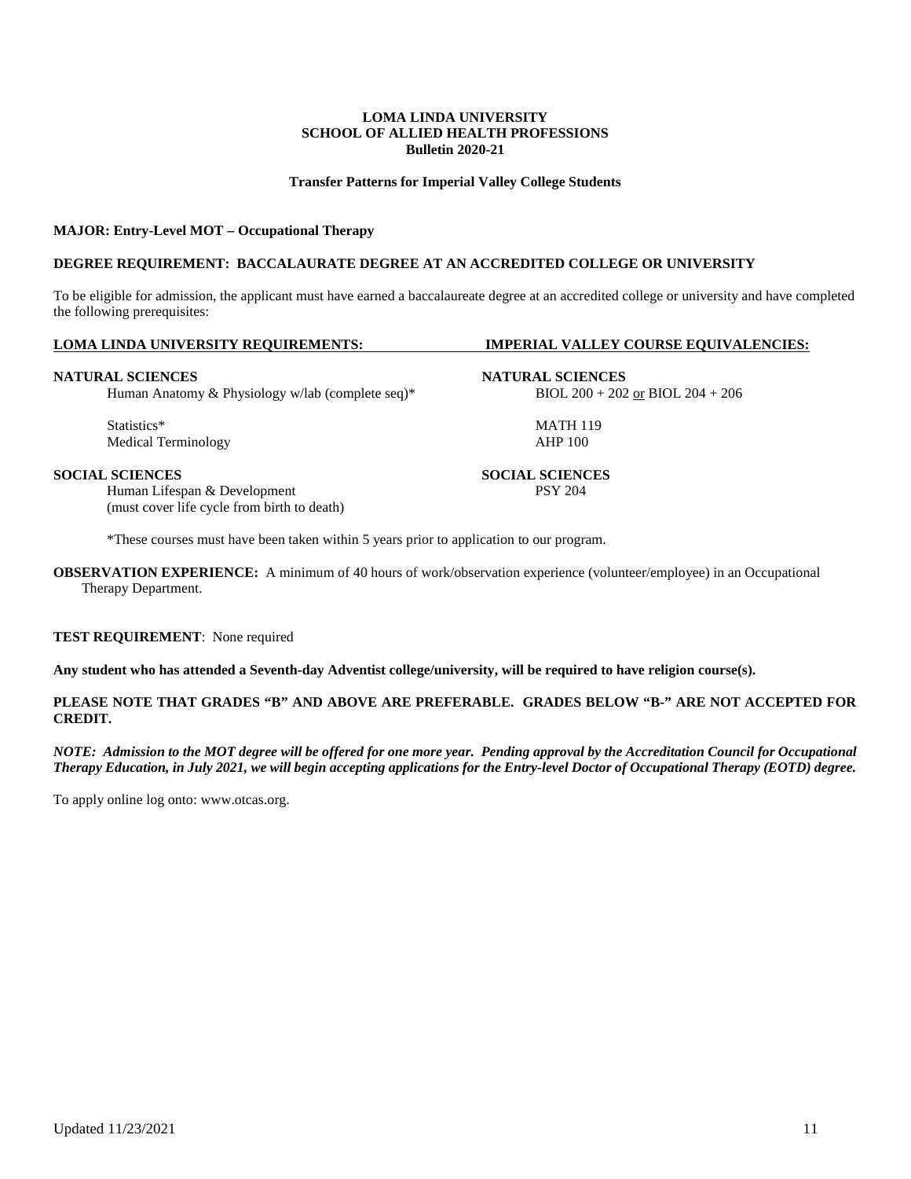**LOMA LINDA UNIVERSITY**
**SCHOOL OF ALLIED HEALTH PROFESSIONS**
**Bulletin 2020-21**

**Transfer Patterns for Imperial Valley College Students**

**MAJOR: Entry-Level MOT – Occupational Therapy**

**DEGREE REQUIREMENT: BACCALAURATE DEGREE AT AN ACCREDITED COLLEGE OR UNIVERSITY**

To be eligible for admission, the applicant must have earned a baccalaureate degree at an accredited college or university and have completed the following prerequisites:

| LOMA LINDA UNIVERSITY REQUIREMENTS: | IMPERIAL VALLEY COURSE EQUIVALENCIES: |
|---|---|
| **NATURAL SCIENCES** | **NATURAL SCIENCES** |
| Human Anatomy & Physiology w/lab (complete seq)* | BIOL 200 + 202 or BIOL 204 + 206 |
| Statistics* | MATH 119 |
| Medical Terminology | AHP 100 |
| **SOCIAL SCIENCES** | **SOCIAL SCIENCES** |
| Human Lifespan & Development (must cover life cycle from birth to death) | PSY 204 |

*These courses must have been taken within 5 years prior to application to our program.

**OBSERVATION EXPERIENCE:** A minimum of 40 hours of work/observation experience (volunteer/employee) in an Occupational Therapy Department.

**TEST REQUIREMENT**: None required

**Any student who has attended a Seventh-day Adventist college/university, will be required to have religion course(s).**

**PLEASE NOTE THAT GRADES "B" AND ABOVE ARE PREFERABLE. GRADES BELOW "B-" ARE NOT ACCEPTED FOR CREDIT.**

***NOTE: Admission to the MOT degree will be offered for one more year. Pending approval by the Accreditation Council for Occupational Therapy Education, in July 2021, we will begin accepting applications for the Entry-level Doctor of Occupational Therapy (EOTD) degree.***

To apply online log onto: www.otcas.org.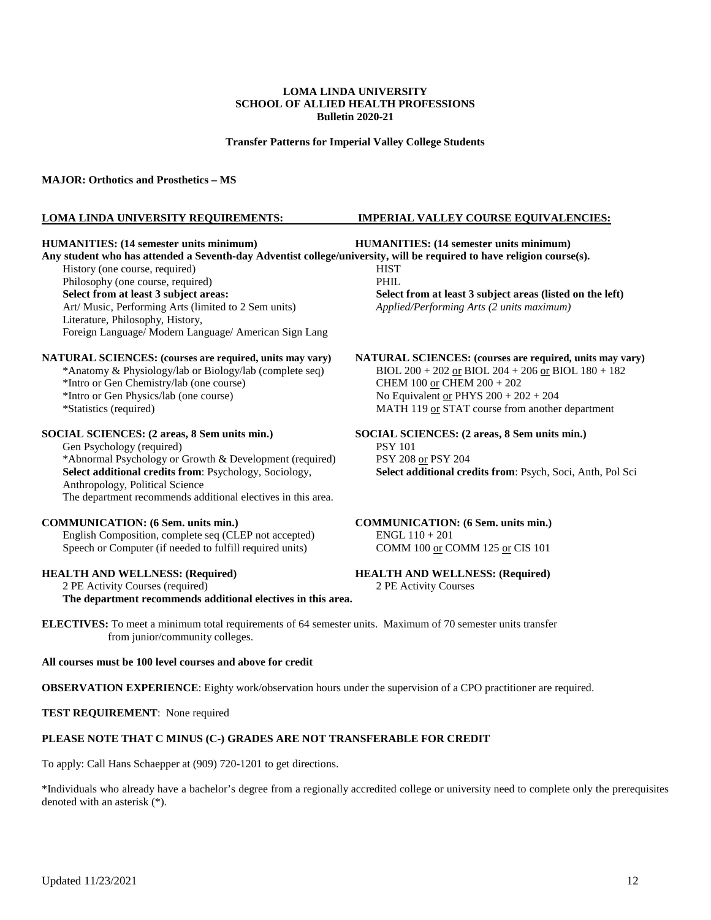**LOMA LINDA UNIVERSITY**
**SCHOOL OF ALLIED HEALTH PROFESSIONS**
**Bulletin 2020-21**

**Transfer Patterns for Imperial Valley College Students**

**MAJOR: Orthotics and Prosthetics – MS**

| LOMA LINDA UNIVERSITY REQUIREMENTS: | IMPERIAL VALLEY COURSE EQUIVALENCIES: |
|---|---|
| **HUMANITIES: (14 semester units minimum)** | **HUMANITIES: (14 semester units minimum)** |
| **Any student who has attended a Seventh-day Adventist college/university, will be required to have religion course(s).** | |
| History (one course, required) | HIST |
| Philosophy (one course, required) | PHIL |
| **Select from at least 3 subject areas:** | **Select from at least 3 subject areas (listed on the left)** |
| Art/ Music, Performing Arts (limited to 2 Sem units) | *Applied/Performing Arts (2 units maximum)* |
| Literature, Philosophy, History, | |
| Foreign Language/ Modern Language/ American Sign Lang | |
| **NATURAL SCIENCES: (courses are required, units may vary)** | **NATURAL SCIENCES: (courses are required, units may vary)** |
| *Anatomy & Physiology/lab or Biology/lab (complete seq) | BIOL 200 + 202 or BIOL 204 + 206 or BIOL 180 + 182 |
| *Intro or Gen Chemistry/lab (one course) | CHEM 100 or CHEM 200 + 202 |
| *Intro or Gen Physics/lab (one course) | No Equivalent or PHYS 200 + 202 + 204 |
| *Statistics (required) | MATH 119 or STAT course from another department |
| **SOCIAL SCIENCES: (2 areas, 8 Sem units min.)** | **SOCIAL SCIENCES: (2 areas, 8 Sem units min.)** |
| Gen Psychology (required) | PSY 101 |
| *Abnormal Psychology or Growth & Development (required) | PSY 208 or PSY 204 |
| **Select additional credits from**: Psychology, Sociology, Anthropology, Political Science | **Select additional credits from**: Psych, Soci, Anth, Pol Sci |
| The department recommends additional electives in this area. | |
| **COMMUNICATION: (6 Sem. units min.)** | **COMMUNICATION: (6 Sem. units min.)** |
| English Composition, complete seq (CLEP not accepted) | ENGL 110 + 201 |
| Speech or Computer (if needed to fulfill required units) | COMM 100 or COMM 125 or CIS 101 |
| **HEALTH AND WELLNESS: (Required)** | **HEALTH AND WELLNESS: (Required)** |
| 2 PE Activity Courses (required) | 2 PE Activity Courses |
| **The department recommends additional electives in this area.** | |

**ELECTIVES:** To meet a minimum total requirements of 64 semester units. Maximum of 70 semester units transfer from junior/community colleges.

**All courses must be 100 level courses and above for credit**

**OBSERVATION EXPERIENCE**: Eighty work/observation hours under the supervision of a CPO practitioner are required.

**TEST REQUIREMENT**: None required

**PLEASE NOTE THAT C MINUS (C-) GRADES ARE NOT TRANSFERABLE FOR CREDIT**

To apply: Call Hans Schaepper at (909) 720-1201 to get directions.

*Individuals who already have a bachelor's degree from a regionally accredited college or university need to complete only the prerequisites denoted with an asterisk (*).

Updated 11/23/2021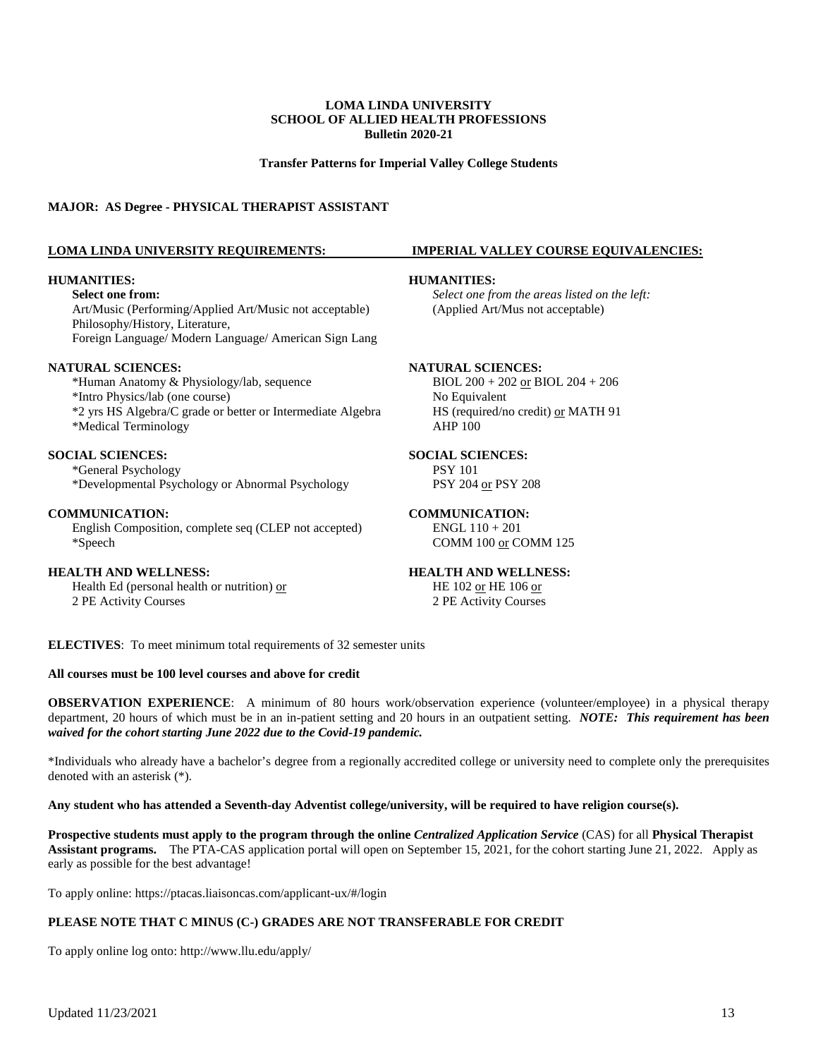**LOMA LINDA UNIVERSITY**
**SCHOOL OF ALLIED HEALTH PROFESSIONS**
**Bulletin 2020-21**

**Transfer Patterns for Imperial Valley College Students**

## MAJOR: AS Degree - PHYSICAL THERAPIST ASSISTANT

| LOMA LINDA UNIVERSITY REQUIREMENTS: | IMPERIAL VALLEY COURSE EQUIVALENCIES: |
|---|---|
| **HUMANITIES:** | **HUMANITIES:** |
| **Select one from:** | *Select one from the areas listed on the left:* |
| Art/Music (Performing/Applied Art/Music not acceptable) | (Applied Art/Mus not acceptable) |
| Philosophy/History, Literature, | |
| Foreign Language/ Modern Language/ American Sign Lang | |
| **NATURAL SCIENCES:** | **NATURAL SCIENCES:** |
| *Human Anatomy & Physiology/lab, sequence | BIOL 200 + 202 or BIOL 204 + 206 |
| *Intro Physics/lab (one course) | No Equivalent |
| *2 yrs HS Algebra/C grade or better or Intermediate Algebra | HS (required/no credit) or MATH 91 |
| *Medical Terminology | AHP 100 |
| **SOCIAL SCIENCES:** | **SOCIAL SCIENCES:** |
| *General Psychology | PSY 101 |
| *Developmental Psychology or Abnormal Psychology | PSY 204 or PSY 208 |
| **COMMUNICATION:** | **COMMUNICATION:** |
| English Composition, complete seq (CLEP not accepted) | ENGL 110 + 201 |
| *Speech | COMM 100 or COMM 125 |
| **HEALTH AND WELLNESS:** | **HEALTH AND WELLNESS:** |
| Health Ed (personal health or nutrition) or | HE 102 or HE 106 or |
| 2 PE Activity Courses | 2 PE Activity Courses |

**ELECTIVES**: To meet minimum total requirements of 32 semester units

**All courses must be 100 level courses and above for credit**

**OBSERVATION EXPERIENCE**: A minimum of 80 hours work/observation experience (volunteer/employee) in a physical therapy department, 20 hours of which must be in an in-patient setting and 20 hours in an outpatient setting. ***NOTE: This requirement has been waived for the cohort starting June 2022 due to the Covid-19 pandemic.***

*Individuals who already have a bachelor's degree from a regionally accredited college or university need to complete only the prerequisites denoted with an asterisk (*).

**Any student who has attended a Seventh-day Adventist college/university, will be required to have religion course(s).**

**Prospective students must apply to the program through the online *Centralized Application Service*** (CAS) for all **Physical Therapist Assistant programs.** The PTA-CAS application portal will open on September 15, 2021, for the cohort starting June 21, 2022. Apply as early as possible for the best advantage!

To apply online: https://ptacas.liaisoncas.com/applicant-ux/#/login

**PLEASE NOTE THAT C MINUS (C-) GRADES ARE NOT TRANSFERABLE FOR CREDIT**

To apply online log onto: http://www.llu.edu/apply/

Updated 11/23/2021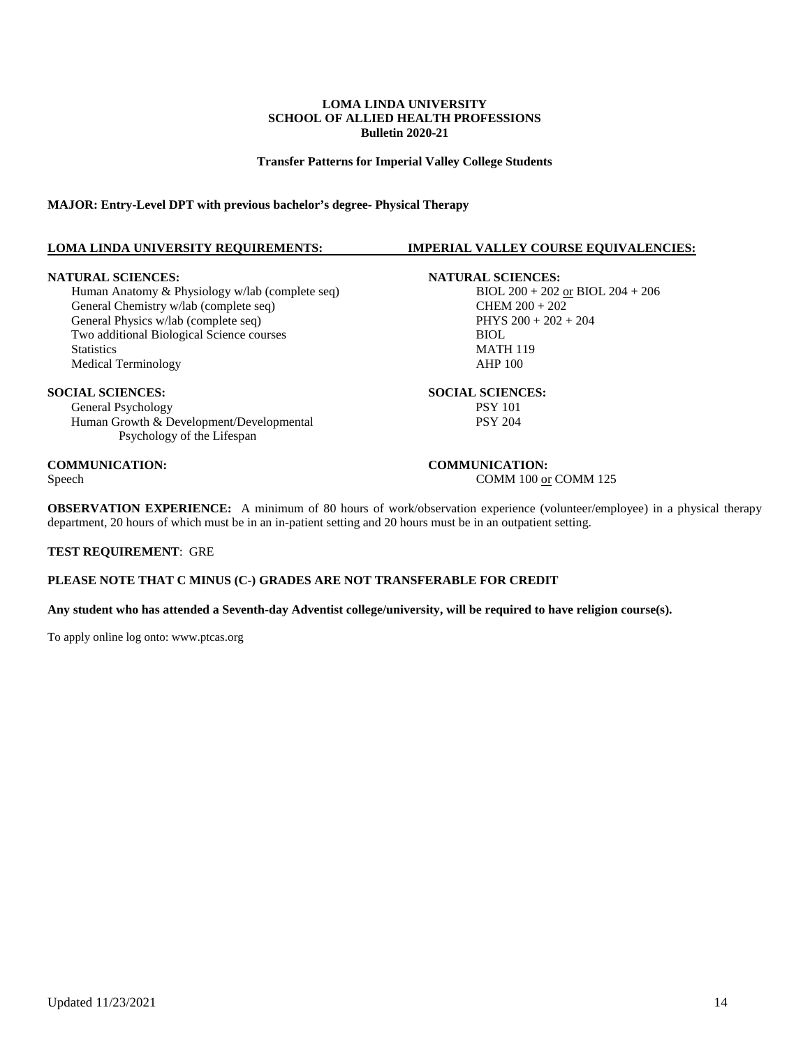**LOMA LINDA UNIVERSITY**
**SCHOOL OF ALLIED HEALTH PROFESSIONS**
**Bulletin 2020-21**

**Transfer Patterns for Imperial Valley College Students**

**MAJOR: Entry-Level DPT with previous bachelor's degree- Physical Therapy**

| LOMA LINDA UNIVERSITY REQUIREMENTS: | IMPERIAL VALLEY COURSE EQUIVALENCIES: |
|---|---|
| **NATURAL SCIENCES:** | **NATURAL SCIENCES:** |
| Human Anatomy & Physiology w/lab (complete seq) | BIOL 200 + 202 or BIOL 204 + 206 |
| General Chemistry w/lab (complete seq) | CHEM 200 + 202 |
| General Physics w/lab (complete seq) | PHYS 200 + 202 + 204 |
| Two additional Biological Science courses | BIOL |
| Statistics | MATH 119 |
| Medical Terminology | AHP 100 |
| **SOCIAL SCIENCES:** | **SOCIAL SCIENCES:** |
| General Psychology | PSY 101 |
| Human Growth & Development/Developmental Psychology of the Lifespan | PSY 204 |
| **COMMUNICATION:** | **COMMUNICATION:** |
| Speech | COMM 100 or COMM 125 |

**OBSERVATION EXPERIENCE:** A minimum of 80 hours of work/observation experience (volunteer/employee) in a physical therapy department, 20 hours of which must be in an in-patient setting and 20 hours must be in an outpatient setting.

**TEST REQUIREMENT**: GRE

**PLEASE NOTE THAT C MINUS (C-) GRADES ARE NOT TRANSFERABLE FOR CREDIT**

**Any student who has attended a Seventh-day Adventist college/university, will be required to have religion course(s).**

To apply online log onto: www.ptcas.org

Updated 11/23/2021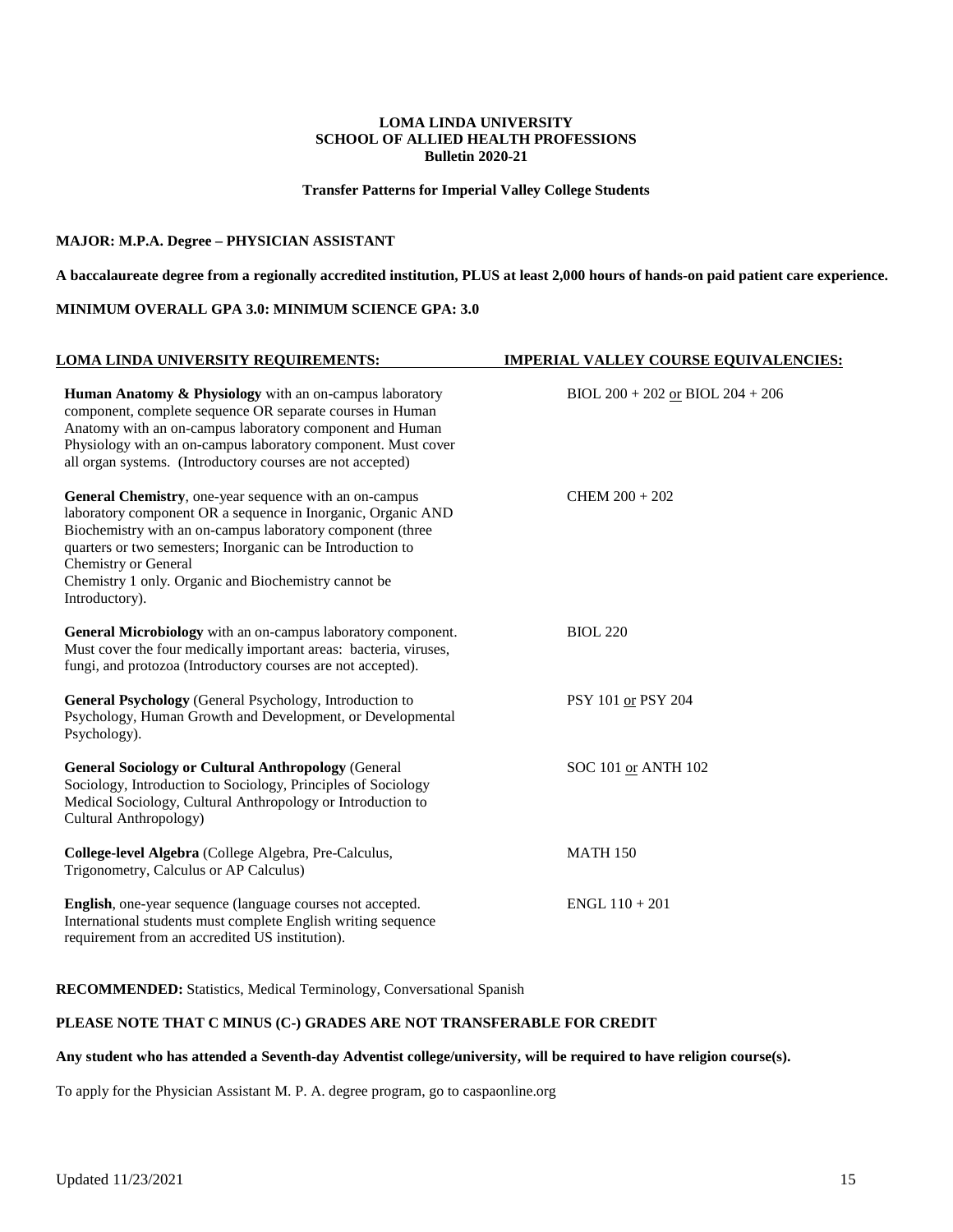**LOMA LINDA UNIVERSITY**
**SCHOOL OF ALLIED HEALTH PROFESSIONS**
**Bulletin 2020-21**

**Transfer Patterns for Imperial Valley College Students**

**MAJOR: M.P.A. Degree – PHYSICIAN ASSISTANT**

**A baccalaureate degree from a regionally accredited institution, PLUS at least 2,000 hours of hands-on paid patient care experience.**

**MINIMUM OVERALL GPA 3.0: MINIMUM SCIENCE GPA: 3.0**

| LOMA LINDA UNIVERSITY REQUIREMENTS: | IMPERIAL VALLEY COURSE EQUIVALENCIES: |
|---|---|
| **Human Anatomy & Physiology** with an on-campus laboratory component, complete sequence OR separate courses in Human Anatomy with an on-campus laboratory component and Human Physiology with an on-campus laboratory component. Must cover all organ systems. (Introductory courses are not accepted) | BIOL 200 + 202 or BIOL 204 + 206 |
| **General Chemistry**, one-year sequence with an on-campus laboratory component OR a sequence in Inorganic, Organic AND Biochemistry with an on-campus laboratory component (three quarters or two semesters; Inorganic can be Introduction to Chemistry or General Chemistry 1 only. Organic and Biochemistry cannot be Introductory). | CHEM 200 + 202 |
| **General Microbiology** with an on-campus laboratory component. Must cover the four medically important areas: bacteria, viruses, fungi, and protozoa (Introductory courses are not accepted). | BIOL 220 |
| **General Psychology** (General Psychology, Introduction to Psychology, Human Growth and Development, or Developmental Psychology). | PSY 101 or PSY 204 |
| **General Sociology or Cultural Anthropology** (General Sociology, Introduction to Sociology, Principles of Sociology Medical Sociology, Cultural Anthropology or Introduction to Cultural Anthropology) | SOC 101 or ANTH 102 |
| **College-level Algebra** (College Algebra, Pre-Calculus, Trigonometry, Calculus or AP Calculus) | MATH 150 |
| **English**, one-year sequence (language courses not accepted. International students must complete English writing sequence requirement from an accredited US institution). | ENGL 110 + 201 |

**RECOMMENDED:** Statistics, Medical Terminology, Conversational Spanish

**PLEASE NOTE THAT C MINUS (C-) GRADES ARE NOT TRANSFERABLE FOR CREDIT**

**Any student who has attended a Seventh-day Adventist college/university, will be required to have religion course(s).**

To apply for the Physician Assistant M. P. A. degree program, go to caspaonline.org

Updated 11/23/2021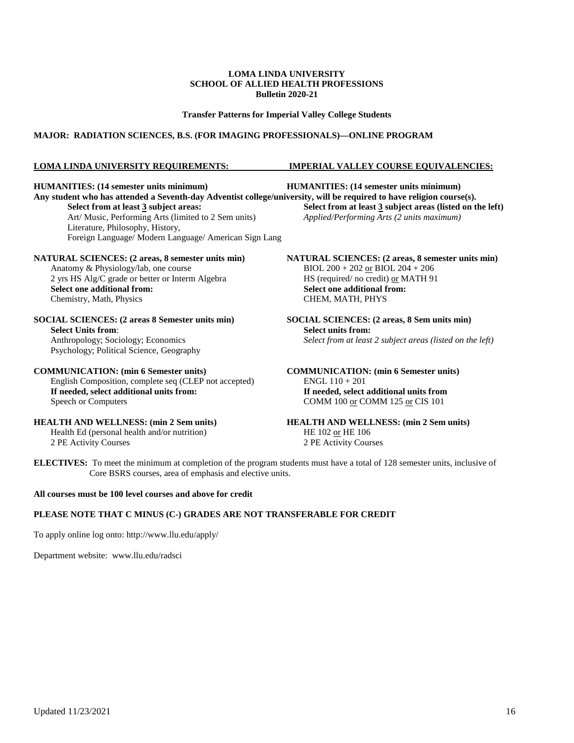**LOMA LINDA UNIVERSITY**
**SCHOOL OF ALLIED HEALTH PROFESSIONS**
**Bulletin 2020-21**

**Transfer Patterns for Imperial Valley College Students**

**MAJOR: RADIATION SCIENCES, B.S. (FOR IMAGING PROFESSIONALS)—ONLINE PROGRAM**

| LOMA LINDA UNIVERSITY REQUIREMENTS: | IMPERIAL VALLEY COURSE EQUIVALENCIES: |
|---|---|
| **HUMANITIES: (14 semester units minimum)** | **HUMANITIES: (14 semester units minimum)** |
| **Any student who has attended a Seventh-day Adventist college/university, will be required to have religion course(s).** | |
| **Select from at least 3 subject areas:** | **Select from at least 3 subject areas (listed on the left)** |
| Art/ Music, Performing Arts (limited to 2 Sem units) | *Applied/Performing Arts (2 units maximum)* |
| Literature, Philosophy, History, | |
| Foreign Language/ Modern Language/ American Sign Lang | |
| **NATURAL SCIENCES: (2 areas, 8 semester units min)** | **NATURAL SCIENCES: (2 areas, 8 semester units min)** |
| Anatomy & Physiology/lab, one course | BIOL 200 + 202 or BIOL 204 + 206 |
| 2 yrs HS Alg/C grade or better or Interm Algebra | HS (required/ no credit) or MATH 91 |
| **Select one additional from:** | **Select one additional from:** |
| Chemistry, Math, Physics | CHEM, MATH, PHYS |
| **SOCIAL SCIENCES: (2 areas 8 Semester units min)** | **SOCIAL SCIENCES: (2 areas, 8 Sem units min)** |
| **Select Units from**: | **Select units from:** |
| Anthropology; Sociology; Economics | *Select from at least 2 subject areas (listed on the left)* |
| Psychology; Political Science, Geography | |
| **COMMUNICATION: (min 6 Semester units)** | **COMMUNICATION: (min 6 Semester units)** |
| English Composition, complete seq (CLEP not accepted) | ENGL 110 + 201 |
| **If needed, select additional units from:** | **If needed, select additional units from** |
| Speech or Computers | COMM 100 or COMM 125 or CIS 101 |
| **HEALTH AND WELLNESS: (min 2 Sem units)** | **HEALTH AND WELLNESS: (min 2 Sem units)** |
| Health Ed (personal health and/or nutrition) | HE 102 or HE 106 |
| 2 PE Activity Courses | 2 PE Activity Courses |

**ELECTIVES:** To meet the minimum at completion of the program students must have a total of 128 semester units, inclusive of Core BSRS courses, area of emphasis and elective units.

**All courses must be 100 level courses and above for credit**

**PLEASE NOTE THAT C MINUS (C-) GRADES ARE NOT TRANSFERABLE FOR CREDIT**

To apply online log onto: http://www.llu.edu/apply/

Department website: www.llu.edu/radsci

Updated 11/23/2021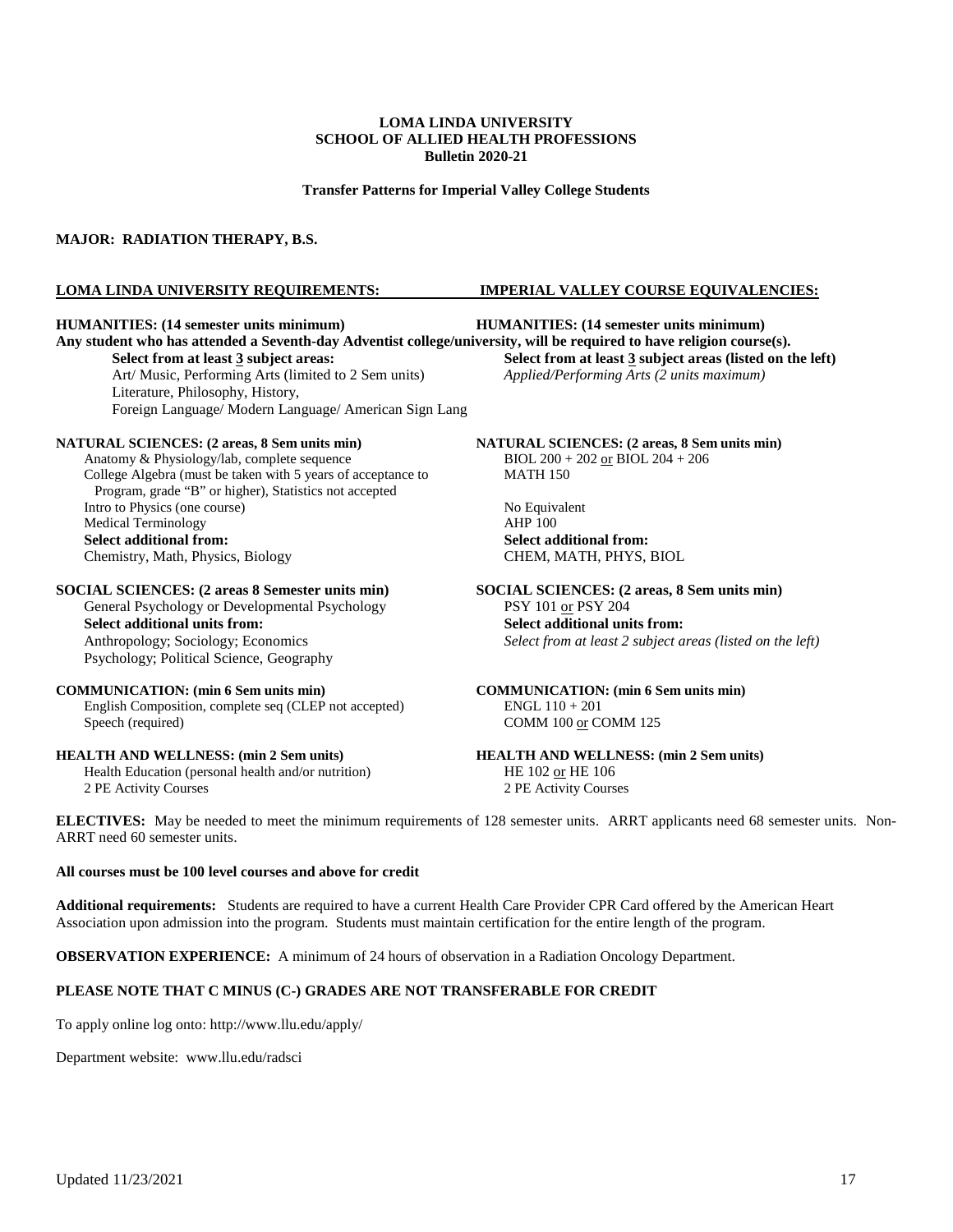**LOMA LINDA UNIVERSITY**
**SCHOOL OF ALLIED HEALTH PROFESSIONS**
**Bulletin 2020-21**

**Transfer Patterns for Imperial Valley College Students**

**MAJOR: RADIATION THERAPY, B.S.**

| **LOMA LINDA UNIVERSITY REQUIREMENTS:** | **IMPERIAL VALLEY COURSE EQUIVALENCIES:** |
|---|---|
| **HUMANITIES: (14 semester units minimum)** | **HUMANITIES: (14 semester units minimum)** |
| **Any student who has attended a Seventh-day Adventist college/university, will be required to have religion course(s).** | |
| **Select from at least 3 subject areas:** | **Select from at least 3 subject areas (listed on the left)** |
| Art/ Music, Performing Arts (limited to 2 Sem units) | *Applied/Performing Arts (2 units maximum)* |
| Literature, Philosophy, History, | |
| Foreign Language/ Modern Language/ American Sign Lang | |
| **NATURAL SCIENCES: (2 areas, 8 Sem units min)** | **NATURAL SCIENCES: (2 areas, 8 Sem units min)** |
| Anatomy & Physiology/lab, complete sequence | BIOL 200 + 202 or BIOL 204 + 206 |
| College Algebra (must be taken with 5 years of acceptance to Program, grade "B" or higher), Statistics not accepted | MATH 150 |
| Intro to Physics (one course) | No Equivalent |
| Medical Terminology | AHP 100 |
| **Select additional from:** | **Select additional from:** |
| Chemistry, Math, Physics, Biology | CHEM, MATH, PHYS, BIOL |
| **SOCIAL SCIENCES: (2 areas 8 Semester units min)** | **SOCIAL SCIENCES: (2 areas, 8 Sem units min)** |
| General Psychology or Developmental Psychology | PSY 101 or PSY 204 |
| **Select additional units from:** | **Select additional units from:** |
| Anthropology; Sociology; Economics | *Select from at least 2 subject areas (listed on the left)* |
| Psychology; Political Science, Geography | |
| **COMMUNICATION: (min 6 Sem units min)** | **COMMUNICATION: (min 6 Sem units min)** |
| English Composition, complete seq (CLEP not accepted) | ENGL 110 + 201 |
| Speech (required) | COMM 100 or COMM 125 |
| **HEALTH AND WELLNESS: (min 2 Sem units)** | **HEALTH AND WELLNESS: (min 2 Sem units)** |
| Health Education (personal health and/or nutrition) | HE 102 or HE 106 |
| 2 PE Activity Courses | 2 PE Activity Courses |

**ELECTIVES:** May be needed to meet the minimum requirements of 128 semester units. ARRT applicants need 68 semester units. Non-ARRT need 60 semester units.

**All courses must be 100 level courses and above for credit**

**Additional requirements:** Students are required to have a current Health Care Provider CPR Card offered by the American Heart Association upon admission into the program. Students must maintain certification for the entire length of the program.

**OBSERVATION EXPERIENCE:** A minimum of 24 hours of observation in a Radiation Oncology Department.

**PLEASE NOTE THAT C MINUS (C-) GRADES ARE NOT TRANSFERABLE FOR CREDIT**

To apply online log onto: http://www.llu.edu/apply/

Department website: www.llu.edu/radsci

Updated 11/23/2021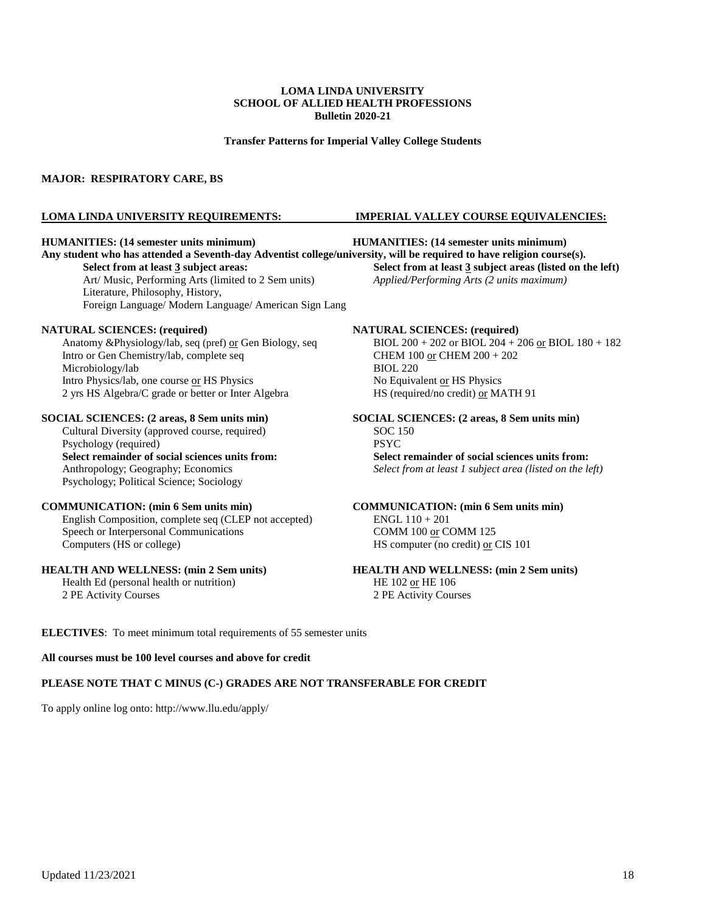**LOMA LINDA UNIVERSITY**
**SCHOOL OF ALLIED HEALTH PROFESSIONS**
**Bulletin 2020-21**

**Transfer Patterns for Imperial Valley College Students**

**MAJOR: RESPIRATORY CARE, BS**

| LOMA LINDA UNIVERSITY REQUIREMENTS: | IMPERIAL VALLEY COURSE EQUIVALENCIES: |
|---|---|
| **HUMANITIES: (14 semester units minimum)** | **HUMANITIES: (14 semester units minimum)** |

**Any student who has attended a Seventh-day Adventist college/university, will be required to have religion course(s).**

| LOMA LINDA UNIVERSITY REQUIREMENTS | IMPERIAL VALLEY COURSE EQUIVALENCIES |
|---|---|
| **Select from at least 3 subject areas:** | **Select from at least 3 subject areas (listed on the left)** |
| Art/ Music, Performing Arts (limited to 2 Sem units) | *Applied/Performing Arts (2 units maximum)* |
| Literature, Philosophy, History, | |
| Foreign Language/ Modern Language/ American Sign Lang | |
| **NATURAL SCIENCES: (required)** | **NATURAL SCIENCES: (required)** |
| Anatomy &Physiology/lab, seq (pref) or Gen Biology, seq | BIOL 200 + 202 or BIOL 204 + 206 or BIOL 180 + 182 |
| Intro or Gen Chemistry/lab, complete seq | CHEM 100 or CHEM 200 + 202 |
| Microbiology/lab | BIOL 220 |
| Intro Physics/lab, one course or HS Physics | No Equivalent or HS Physics |
| 2 yrs HS Algebra/C grade or better or Inter Algebra | HS (required/no credit) or MATH 91 |
| **SOCIAL SCIENCES: (2 areas, 8 Sem units min)** | **SOCIAL SCIENCES: (2 areas, 8 Sem units min)** |
| Cultural Diversity (approved course, required) | SOC 150 |
| Psychology (required) | PSYC |
| **Select remainder of social sciences units from:** | **Select remainder of social sciences units from:** |
| Anthropology; Geography; Economics | *Select from at least 1 subject area (listed on the left)* |
| Psychology; Political Science; Sociology | |
| **COMMUNICATION: (min 6 Sem units min)** | **COMMUNICATION: (min 6 Sem units min)** |
| English Composition, complete seq (CLEP not accepted) | ENGL 110 + 201 |
| Speech or Interpersonal Communications | COMM 100 or COMM 125 |
| Computers (HS or college) | HS computer (no credit) or CIS 101 |
| **HEALTH AND WELLNESS: (min 2 Sem units)** | **HEALTH AND WELLNESS: (min 2 Sem units)** |
| Health Ed (personal health or nutrition) | HE 102 or HE 106 |
| 2 PE Activity Courses | 2 PE Activity Courses |

**ELECTIVES**: To meet minimum total requirements of 55 semester units

**All courses must be 100 level courses and above for credit**

**PLEASE NOTE THAT C MINUS (C-) GRADES ARE NOT TRANSFERABLE FOR CREDIT**

To apply online log onto: http://www.llu.edu/apply/

Updated 11/23/2021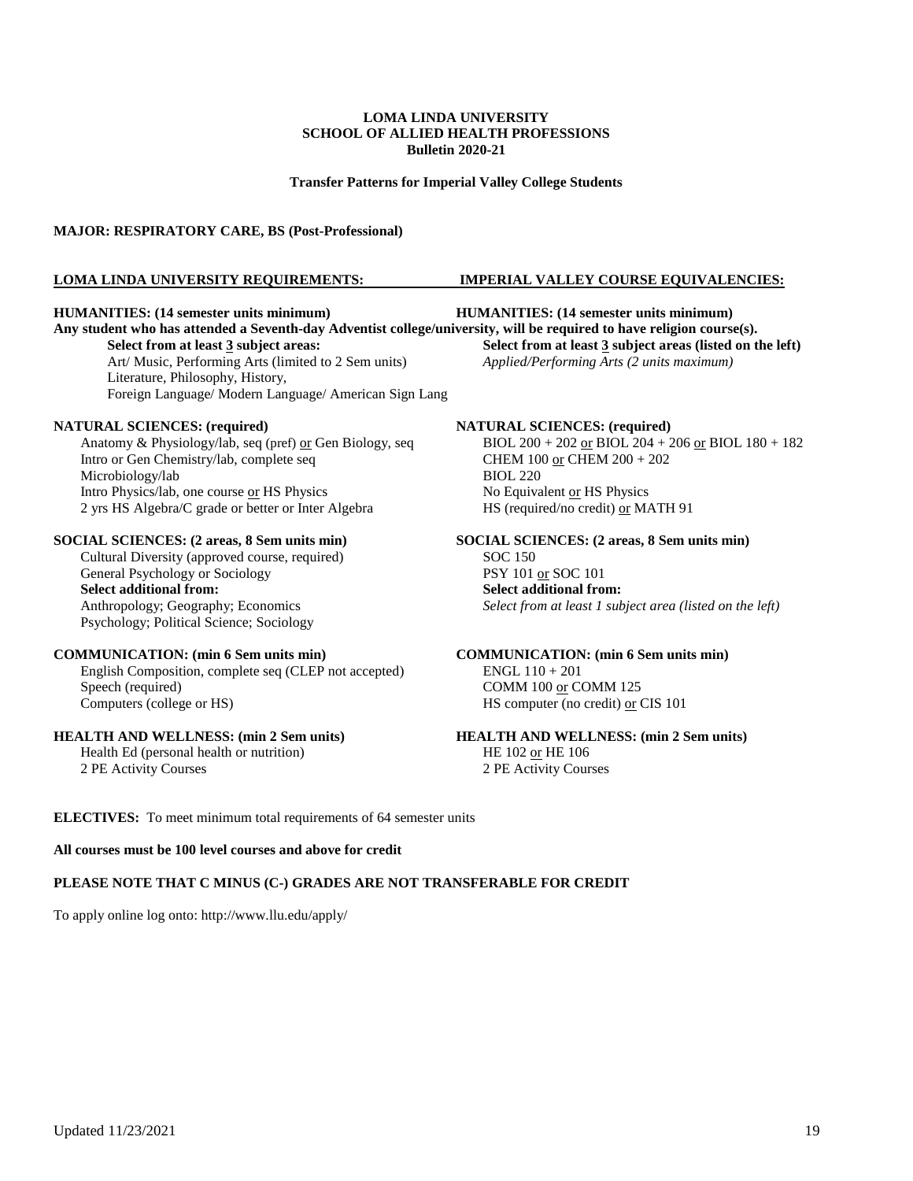**LOMA LINDA UNIVERSITY**
**SCHOOL OF ALLIED HEALTH PROFESSIONS**
**Bulletin 2020-21**

**Transfer Patterns for Imperial Valley College Students**

**MAJOR: RESPIRATORY CARE, BS (Post-Professional)**

| LOMA LINDA UNIVERSITY REQUIREMENTS: | IMPERIAL VALLEY COURSE EQUIVALENCIES: |
|---|---|
| **HUMANITIES: (14 semester units minimum)** | **HUMANITIES: (14 semester units minimum)** |

**Any student who has attended a Seventh-day Adventist college/university, will be required to have religion course(s).**

| | |
|---|---|
| **Select from at least 3 subject areas:** | **Select from at least 3 subject areas (listed on the left)** |
| Art/ Music, Performing Arts (limited to 2 Sem units) | *Applied/Performing Arts (2 units maximum)* |
| Literature, Philosophy, History, | |
| Foreign Language/ Modern Language/ American Sign Lang | |
| **NATURAL SCIENCES: (required)** | **NATURAL SCIENCES: (required)** |
| Anatomy & Physiology/lab, seq (pref) or Gen Biology, seq | BIOL 200 + 202 or BIOL 204 + 206 or BIOL 180 + 182 |
| Intro or Gen Chemistry/lab, complete seq | CHEM 100 or CHEM 200 + 202 |
| Microbiology/lab | BIOL 220 |
| Intro Physics/lab, one course or HS Physics | No Equivalent or HS Physics |
| 2 yrs HS Algebra/C grade or better or Inter Algebra | HS (required/no credit) or MATH 91 |
| **SOCIAL SCIENCES: (2 areas, 8 Sem units min)** | **SOCIAL SCIENCES: (2 areas, 8 Sem units min)** |
| Cultural Diversity (approved course, required) | SOC 150 |
| General Psychology or Sociology | PSY 101 or SOC 101 |
| **Select additional from:** | **Select additional from:** |
| Anthropology; Geography; Economics | *Select from at least 1 subject area (listed on the left)* |
| Psychology; Political Science; Sociology | |
| **COMMUNICATION: (min 6 Sem units min)** | **COMMUNICATION: (min 6 Sem units min)** |
| English Composition, complete seq (CLEP not accepted) | ENGL 110 + 201 |
| Speech (required) | COMM 100 or COMM 125 |
| Computers (college or HS) | HS computer (no credit) or CIS 101 |
| **HEALTH AND WELLNESS: (min 2 Sem units)** | **HEALTH AND WELLNESS: (min 2 Sem units)** |
| Health Ed (personal health or nutrition) | HE 102 or HE 106 |
| 2 PE Activity Courses | 2 PE Activity Courses |

**ELECTIVES:** To meet minimum total requirements of 64 semester units

**All courses must be 100 level courses and above for credit**

**PLEASE NOTE THAT C MINUS (C-) GRADES ARE NOT TRANSFERABLE FOR CREDIT**

To apply online log onto: http://www.llu.edu/apply/

Updated 11/23/2021